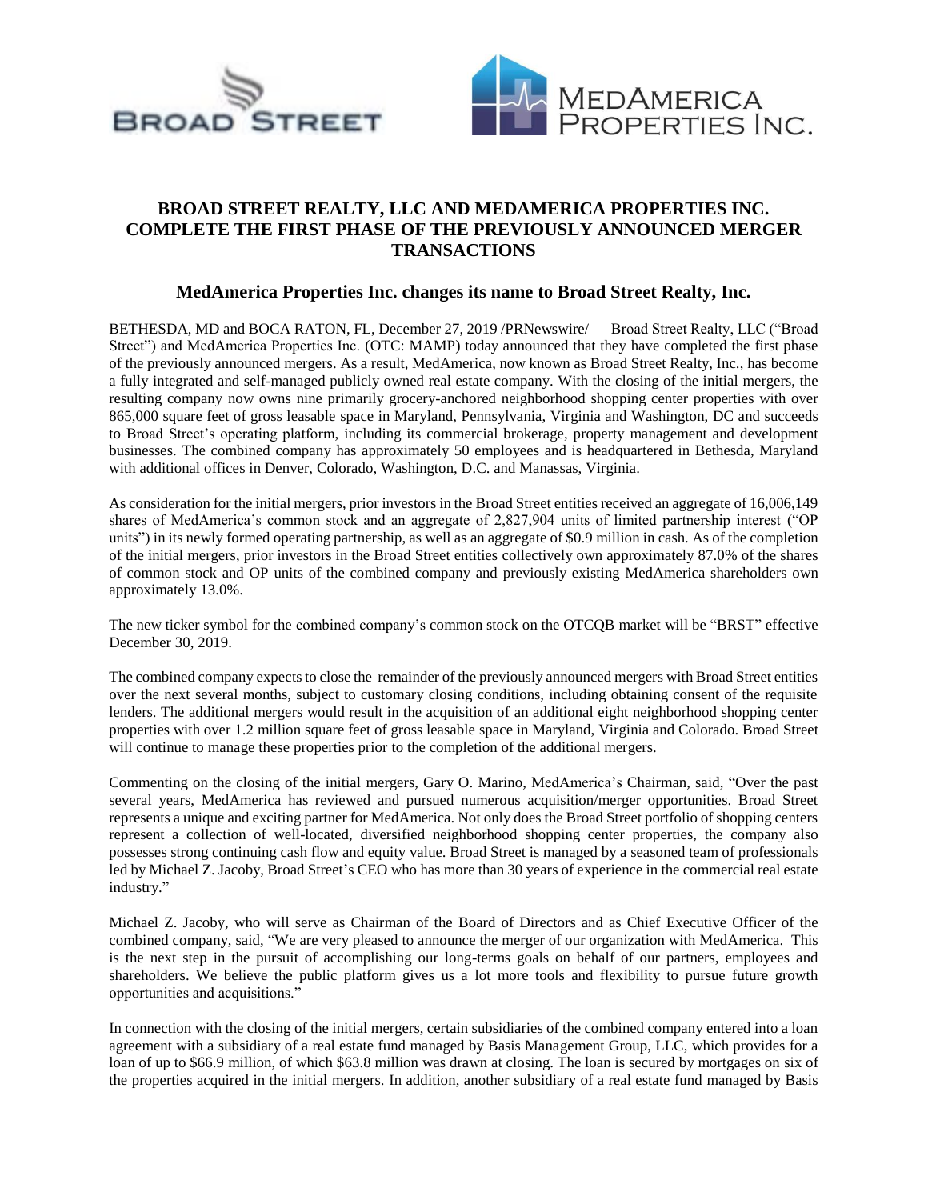# BROAD STREET REALTY, LLC AND MEDAMERICA PROPERTIES INC. COMPLETE THE FIRST PHASE OF THE PREVIOUSLY ANNOUNCED MERGER TRANSACTIONS

## MedAmerica Properties Inc. changes its name to Broad Street Realty, Inc.

BETHESDA, MD and BOCA RATON, FL, December 27, 2019 /PRNewswire/ — Broad Street Realty, LLC ("Broad Street") and MedAmerica Properties Inc. (OTC: MAMP) today announced that they have completed the first phase of the previously announced mergers. As a result, MedAmerica, now known as Broad Street Realty, Inc., has become a fully integrated and self-managed publicly owned real estate company. With the closing of the initial mergers, the resulting company now owns nine primarily grocery-anchored neighborhood shopping center properties with over 865,000 square feet of gross leasable space in Maryland, Pennsylvania, Virginia and Washington, DC and succeeds to Broad Street's operating platform, including its commercial brokerage, property management and development businesses. The combined company has approximately 50 employees and is headquartered in Bethesda, Maryland with additional offices in Denver, Colorado, Washington, D.C. and Manassas, Virginia.

As consideration for the initial mergers, prior investors in the Broad Street entities received an aggregate of 16,006,149 shares of MedAmerica's common stock and an aggregate of 2,827,904 units of limited partnership interest ("OP units") in its newly formed operating partnership, as well as an aggregate of $0.9 million in cash. As of the completion of the initial mergers, prior investors in the Broad Street entities collectively own approximately 87.0% of the shares of common stock and OP units of the combined company and previously existing MedAmerica shareholders own approximately 13.0%.

The new ticker symbol for the combined company's common stock on the OTCQB market will be "BRST" effective December 30, 2019.

The combined company expects to close the remainder of the previously announced mergers with Broad Street entities over the next several months, subject to customary closing conditions, including obtaining consent of the requisite lenders. The additional mergers would result in the acquisition of an additional eight neighborhood shopping center properties with over 1.2 million square feet of gross leasable space in Maryland, Virginia and Colorado. Broad Street will continue to manage these properties prior to the completion of the additional mergers.

Commenting on the closing of the initial mergers, Gary O. Marino, MedAmerica's Chairman, said, "Over the past several years, MedAmerica has reviewed and pursued numerous acquisition/merger opportunities. Broad Street represents a unique and exciting partner for MedAmerica. Not only does the Broad Street portfolio of shopping centers represent a collection of well-located, diversified neighborhood shopping center properties, the company also possesses strong continuing cash flow and equity value. Broad Street is managed by a seasoned team of professionals led by Michael Z. Jacoby, Broad Street's CEO who has more than 30 years of experience in the commercial real estate industry."

Michael Z. Jacoby, who will serve as Chairman of the Board of Directors and as Chief Executive Officer of the combined company, said, "We are very pleased to announce the merger of our organization with MedAmerica. This is the next step in the pursuit of accomplishing our long-terms goals on behalf of our partners, employees and shareholders. We believe the public platform gives us a lot more tools and flexibility to pursue future growth opportunities and acquisitions."

In connection with the closing of the initial mergers, certain subsidiaries of the combined company entered into a loan agreement with a subsidiary of a real estate fund managed by Basis Management Group, LLC, which provides for a loan of up to $66.9 million, of which $63.8 million was drawn at closing. The loan is secured by mortgages on six of the properties acquired in the initial mergers. In addition, another subsidiary of a real estate fund managed by Basis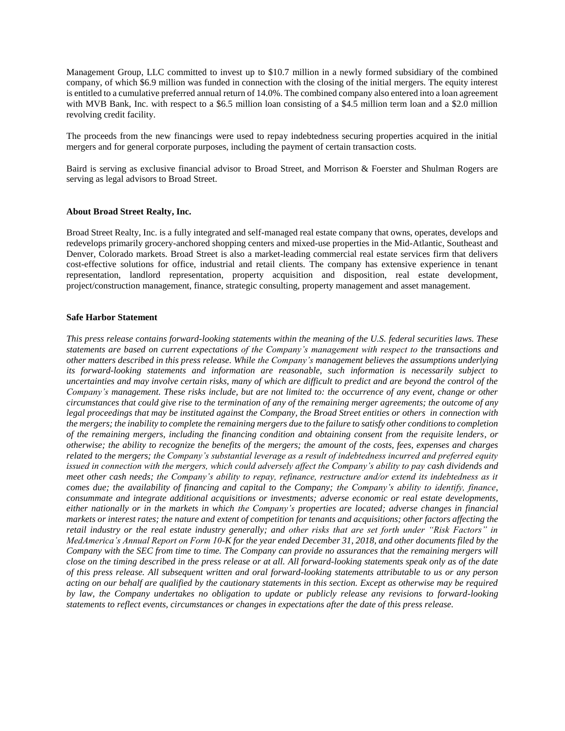Management Group, LLC committed to invest up to $10.7 million in a newly formed subsidiary of the combined company, of which $6.9 million was funded in connection with the closing of the initial mergers. The equity interest is entitled to a cumulative preferred annual return of 14.0%. The combined company also entered into a loan agreement with MVB Bank, Inc. with respect to a $6.5 million loan consisting of a $4.5 million term loan and a $2.0 million revolving credit facility.

The proceeds from the new financings were used to repay indebtedness securing properties acquired in the initial mergers and for general corporate purposes, including the payment of certain transaction costs.

Baird is serving as exclusive financial advisor to Broad Street, and Morrison & Foerster and Shulman Rogers are serving as legal advisors to Broad Street.

**About Broad Street Realty, Inc.**

Broad Street Realty, Inc. is a fully integrated and self-managed real estate company that owns, operates, develops and redevelops primarily grocery-anchored shopping centers and mixed-use properties in the Mid-Atlantic, Southeast and Denver, Colorado markets. Broad Street is also a market-leading commercial real estate services firm that delivers cost-effective solutions for office, industrial and retail clients. The company has extensive experience in tenant representation, landlord representation, property acquisition and disposition, real estate development, project/construction management, finance, strategic consulting, property management and asset management.

**Safe Harbor Statement**

*This press release contains forward-looking statements within the meaning of the U.S. federal securities laws. These statements are based on current expectations of the Company's management with respect to the transactions and other matters described in this press release. While the Company's management believes the assumptions underlying its forward-looking statements and information are reasonable, such information is necessarily subject to uncertainties and may involve certain risks, many of which are difficult to predict and are beyond the control of the Company's management. These risks include, but are not limited to: the occurrence of any event, change or other circumstances that could give rise to the termination of any of the remaining merger agreements; the outcome of any legal proceedings that may be instituted against the Company, the Broad Street entities or others in connection with the mergers; the inability to complete the remaining mergers due to the failure to satisfy other conditions to completion of the remaining mergers, including the financing condition and obtaining consent from the requisite lenders, or otherwise; the ability to recognize the benefits of the mergers; the amount of the costs, fees, expenses and charges related to the mergers; the Company's substantial leverage as a result of indebtedness incurred and preferred equity issued in connection with the mergers, which could adversely affect the Company's ability to pay cash dividends and meet other cash needs; the Company's ability to repay, refinance, restructure and/or extend its indebtedness as it comes due; the availability of financing and capital to the Company; the Company's ability to identify, finance, consummate and integrate additional acquisitions or investments; adverse economic or real estate developments, either nationally or in the markets in which the Company's properties are located; adverse changes in financial markets or interest rates; the nature and extent of competition for tenants and acquisitions; other factors affecting the retail industry or the real estate industry generally; and other risks that are set forth under "Risk Factors" in MedAmerica's Annual Report on Form 10-K for the year ended December 31, 2018, and other documents filed by the Company with the SEC from time to time. The Company can provide no assurances that the remaining mergers will close on the timing described in the press release or at all. All forward-looking statements speak only as of the date of this press release. All subsequent written and oral forward-looking statements attributable to us or any person acting on our behalf are qualified by the cautionary statements in this section. Except as otherwise may be required by law, the Company undertakes no obligation to update or publicly release any revisions to forward-looking statements to reflect events, circumstances or changes in expectations after the date of this press release.*